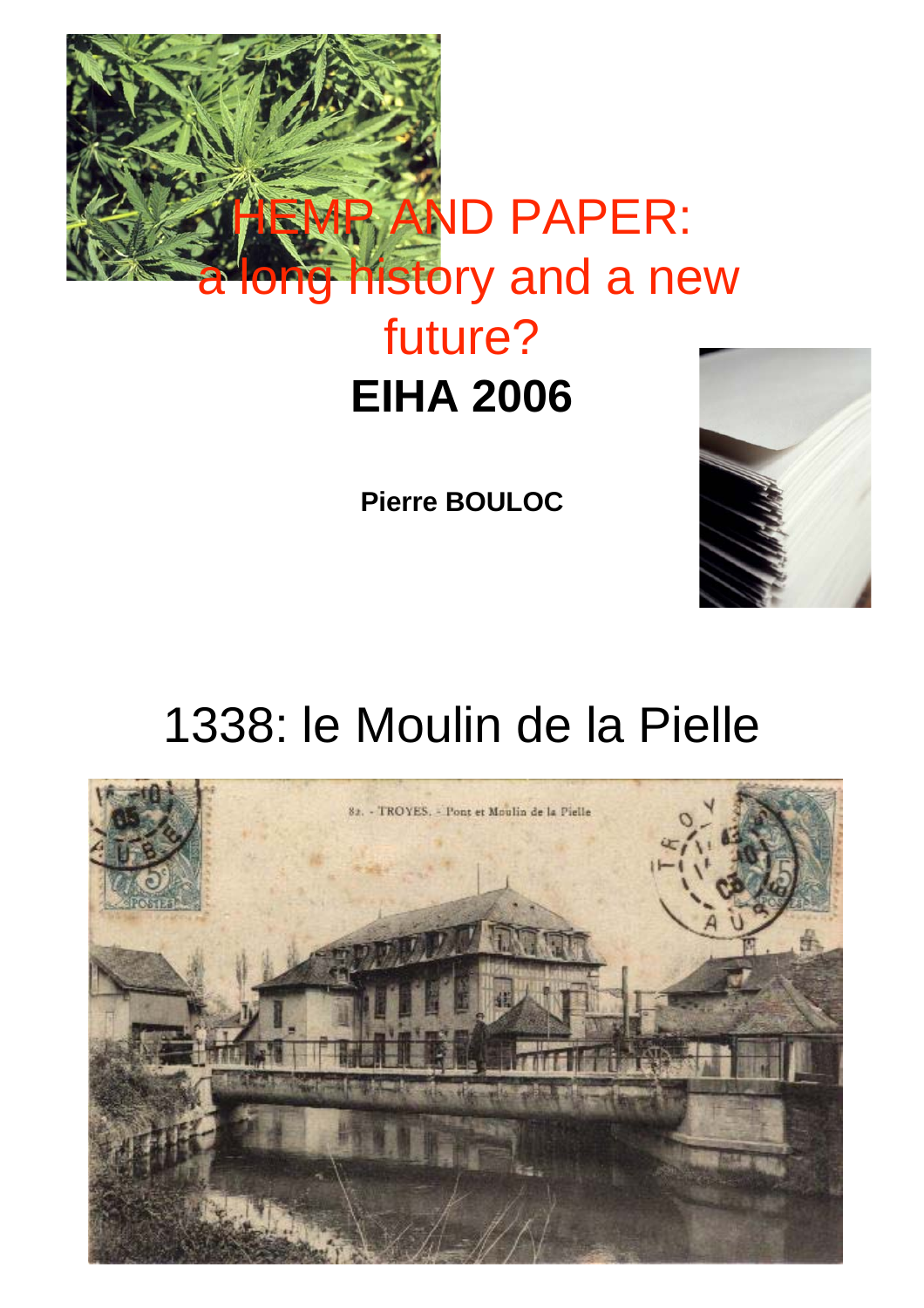# HEMP AND PAPER: a long history and a new future?

## EIHA 2006

**Pierre BOULOC**

# 1338: le Moulin de la Pielle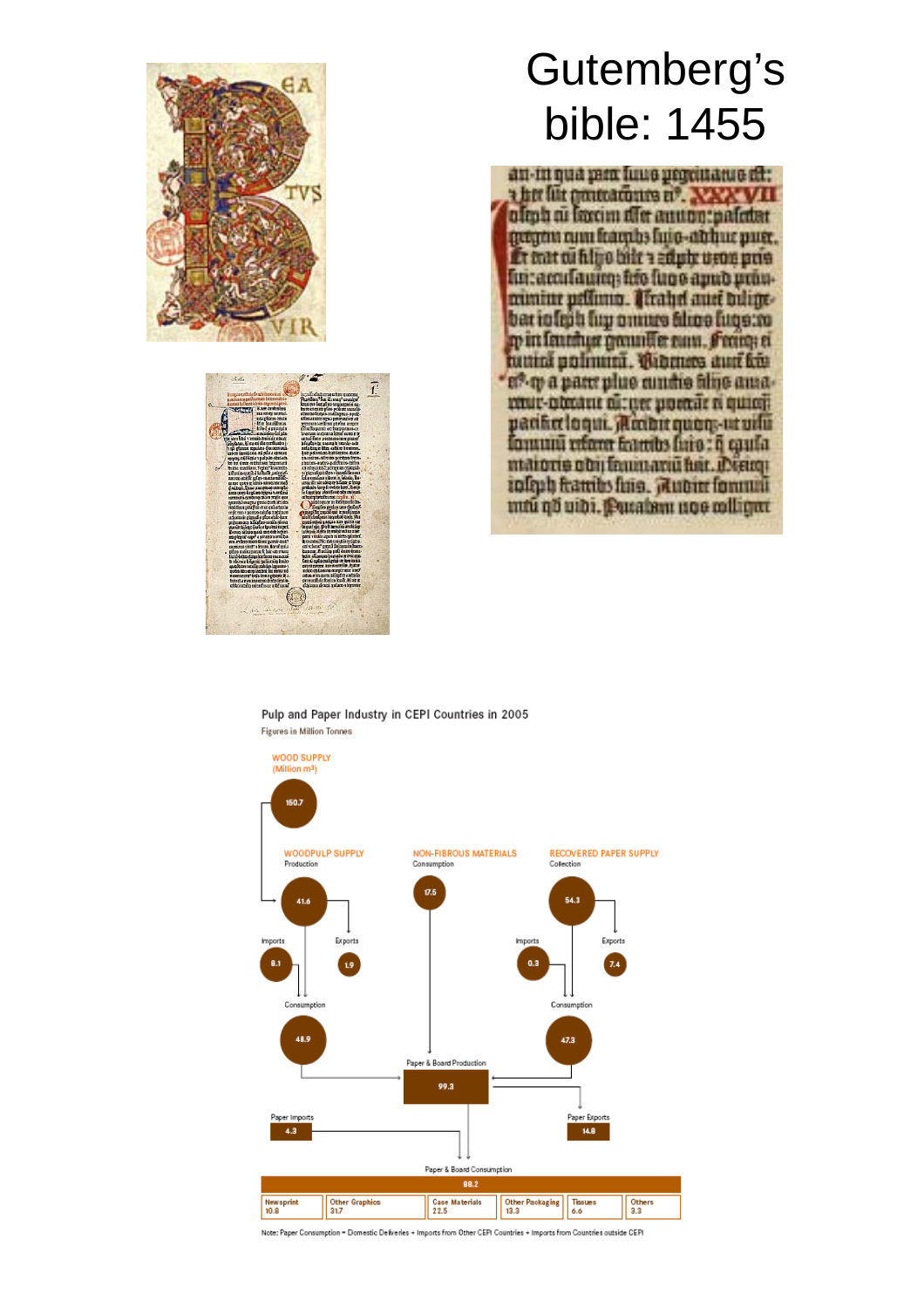# Gutemberg's bible: 1455

Pulp and Paper Industry in CEPI Countries in 2005

Figures in Million Tonnes

WOOD SUPPLY (Million m³)

150.7

WOODPULP SUPPLY Production 41.6

Imports 8.1

Exports 1.9

Consumption 48.9

NON-FIBROUS MATERIALS Consumption 17.5

RECOVERED PAPER SUPPLY Collection 54.3

Imports 0.3

Exports 7.4

Consumption 47.3

Paper & Board Production 99.3

Paper Imports 4.3

Paper Exports 14.8

Paper & Board Consumption 88.2

| Newsprint | Other Graphics | Case Materials | Other Packaging | Tissues | Others |
|---|---|---|---|---|---|
| 10.8 | 31.7 | 22.5 | 13.3 | 6.6 | 3.3 |

Note: Paper Consumption = Domestic Deliveries + Imports from Other CEPI Countries + Imports from Countries outside CEPI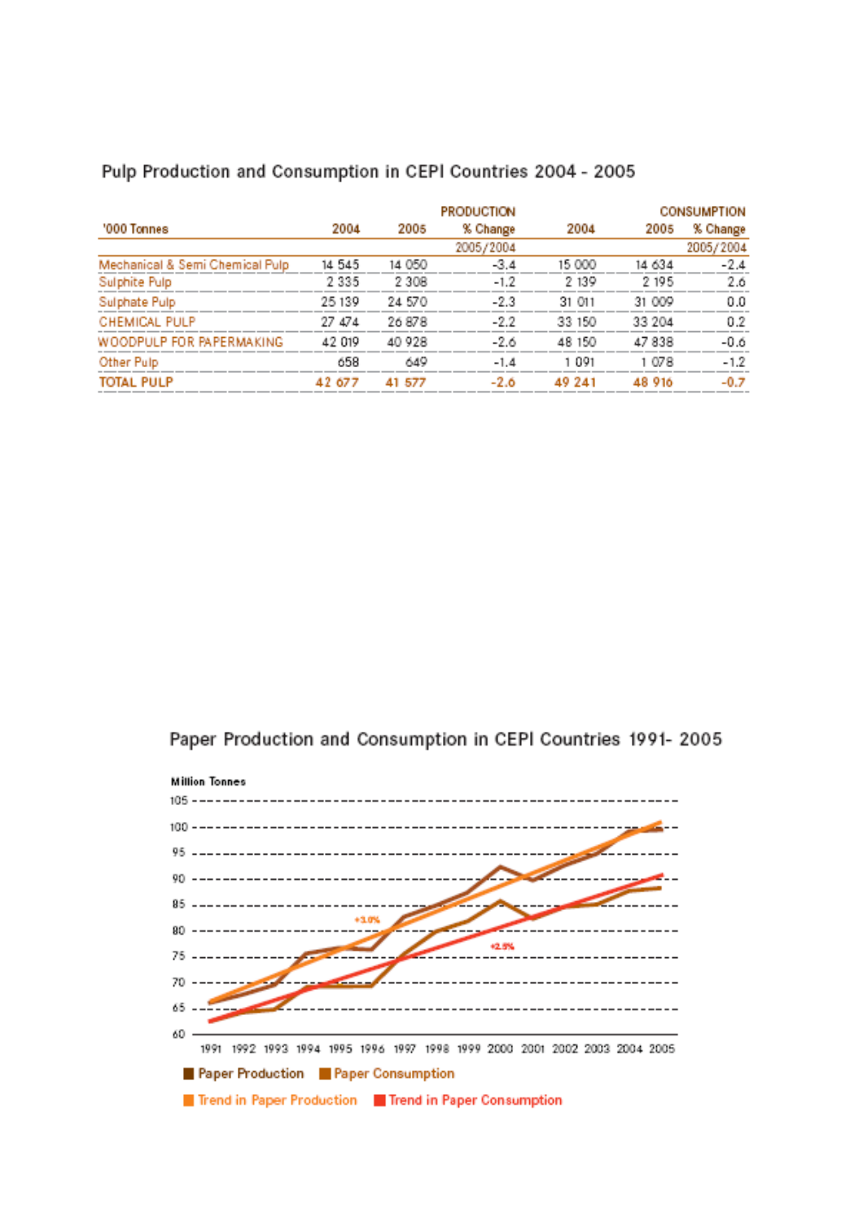## Pulp Production and Consumption in CEPI Countries 2004 - 2005

| '000 Tonnes | PRODUCTION 2004 | PRODUCTION 2005 | PRODUCTION % Change 2005/2004 | CONSUMPTION 2004 | CONSUMPTION 2005 | CONSUMPTION % Change 2005/2004 |
|---|---|---|---|---|---|---|
| Mechanical & Semi Chemical Pulp | 14 545 | 14 050 | -3.4 | 15 000 | 14 634 | -2.4 |
| Sulphite Pulp | 2 335 | 2 308 | -1.2 | 2 139 | 2 195 | 2.6 |
| Sulphate Pulp | 25 139 | 24 570 | -2.3 | 31 011 | 31 009 | 0.0 |
| CHEMICAL PULP | 27 474 | 26 878 | -2.2 | 33 150 | 33 204 | 0.2 |
| WOODPULP FOR PAPERMAKING | 42 019 | 40 928 | -2.6 | 48 150 | 47 838 | -0.6 |
| Other Pulp | 658 | 649 | -1.4 | 1 091 | 1 078 | -1.2 |
| **TOTAL PULP** | **42 677** | **41 577** | **-2.6** | **49 241** | **48 916** | **-0.7** |

## Paper Production and Consumption in CEPI Countries 1991- 2005

Million Tonnes

+3.0%

+2.5%

Paper Production | Paper Consumption | Trend in Paper Production | Trend in Paper Consumption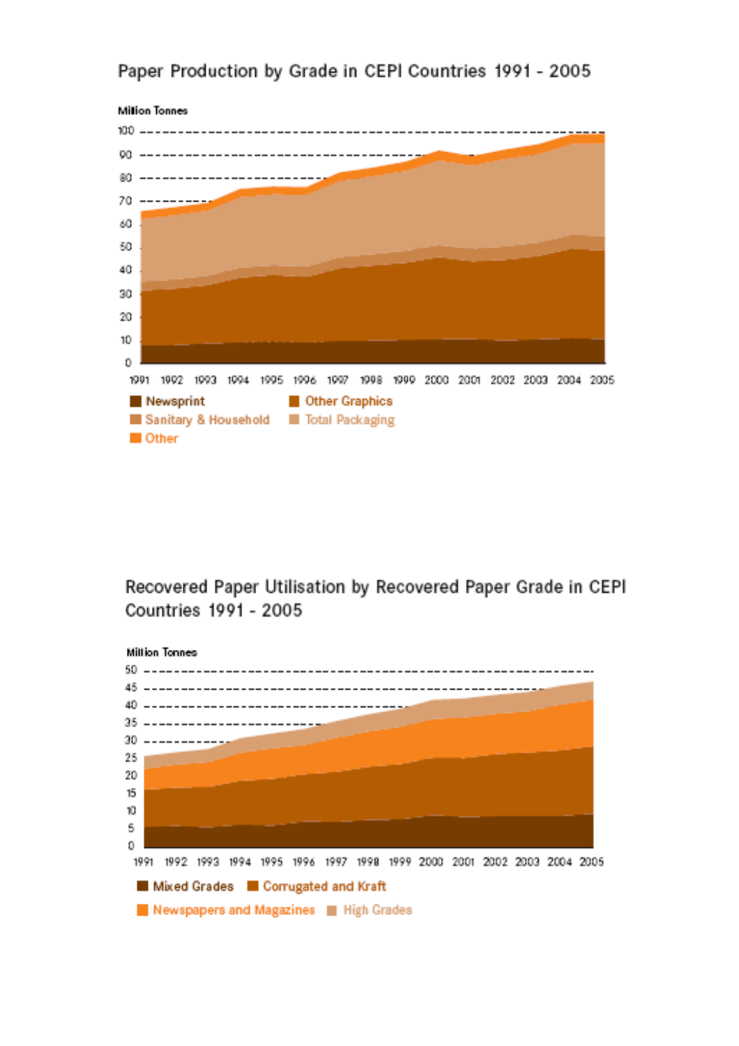## Paper Production by Grade in CEPI Countries 1991 - 2005

Million Tonnes

100
90
80
70
60
50
40
30
20
10
0

1991 1992 1993 1994 1995 1996 1997 1998 1999 2000 2001 2002 2003 2004 2005

- Newsprint
- Other Graphics
- Sanitary & Household
- Total Packaging
- Other

## Recovered Paper Utilisation by Recovered Paper Grade in CEPI Countries 1991 - 2005

Million Tonnes

50
45
40
35
30
25
20
15
10
5
0

1991 1992 1993 1994 1995 1996 1997 1998 1999 2000 2001 2002 2003 2004 2005

- Mixed Grades
- Corrugated and Kraft
- Newspapers and Magazines
- High Grades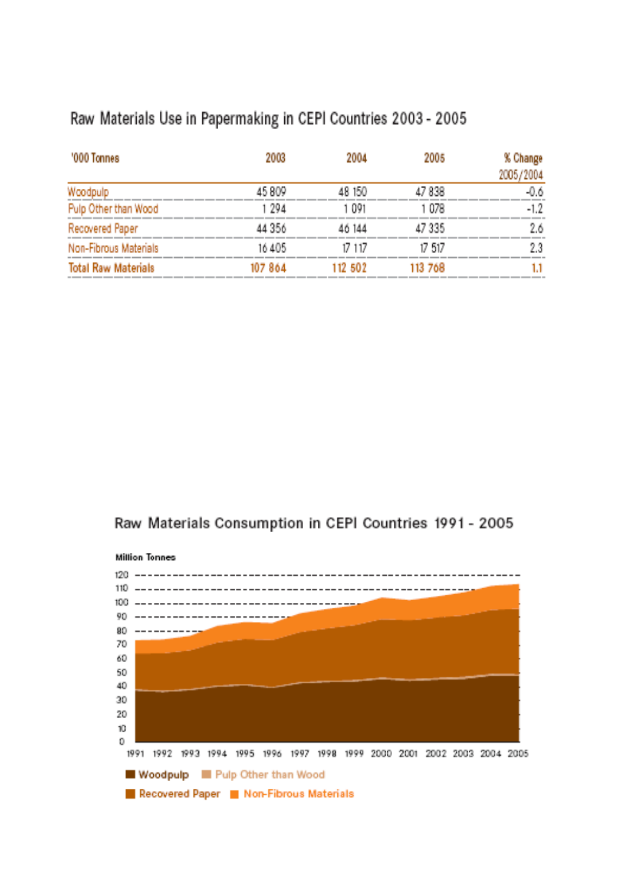## Raw Materials Use in Papermaking in CEPI Countries 2003 - 2005

| '000 Tonnes | 2003 | 2004 | 2005 | % Change 2005/2004 |
|---|---|---|---|---|
| Woodpulp | 45 809 | 48 150 | 47 838 | -0.6 |
| Pulp Other than Wood | 1 294 | 1 091 | 1 078 | -1.2 |
| Recovered Paper | 44 356 | 46 144 | 47 335 | 2.6 |
| Non-Fibrous Materials | 16 405 | 17 117 | 17 517 | 2.3 |
| **Total Raw Materials** | **107 864** | **112 502** | **113 768** | **1.1** |

## Raw Materials Consumption in CEPI Countries 1991 - 2005

Million Tonnes

Woodpulp, Pulp Other than Wood, Recovered Paper, Non-Fibrous Materials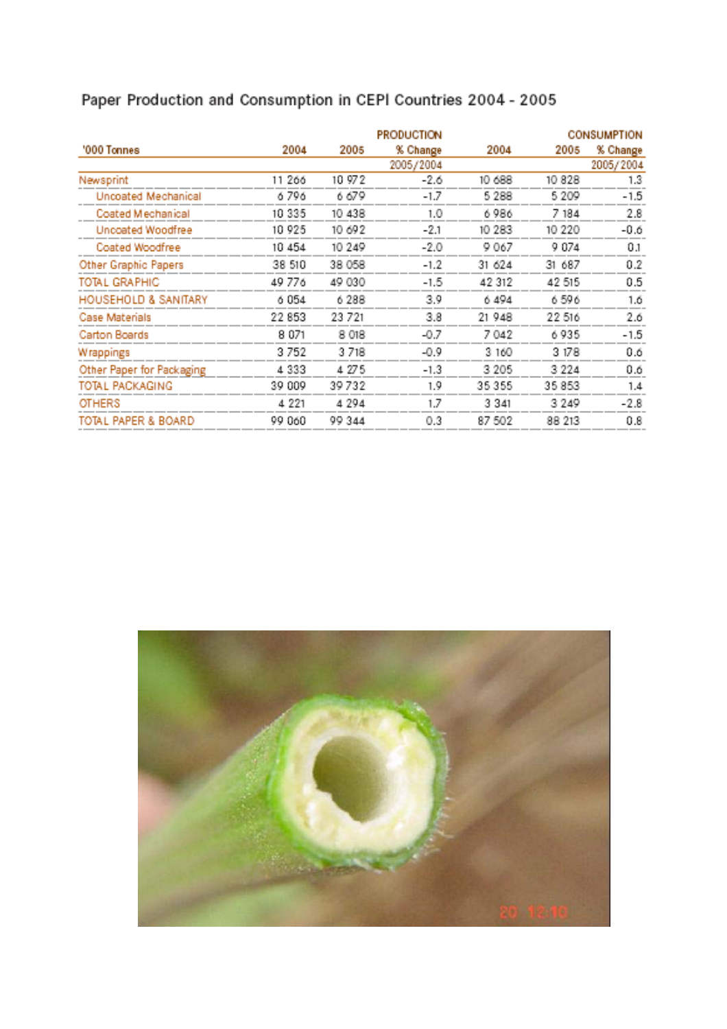## Paper Production and Consumption in CEPI Countries 2004 - 2005

| '000 Tonnes | PRODUCTION 2004 | PRODUCTION 2005 | PRODUCTION % Change 2005/2004 | CONSUMPTION 2004 | CONSUMPTION 2005 | CONSUMPTION % Change 2005/2004 |
|---|---|---|---|---|---|---|
| Newsprint | 11 266 | 10 972 | -2.6 | 10 688 | 10 828 | 1.3 |
| Uncoated Mechanical | 6 796 | 6 679 | -1.7 | 5 288 | 5 209 | -1.5 |
| Coated Mechanical | 10 335 | 10 438 | 1.0 | 6 986 | 7 184 | 2.8 |
| Uncoated Woodfree | 10 925 | 10 692 | -2.1 | 10 283 | 10 220 | -0.6 |
| Coated Woodfree | 10 454 | 10 249 | -2.0 | 9 067 | 9 074 | 0.1 |
| Other Graphic Papers | 38 510 | 38 058 | -1.2 | 31 624 | 31 687 | 0.2 |
| TOTAL GRAPHIC | 49 776 | 49 030 | -1.5 | 42 312 | 42 515 | 0.5 |
| HOUSEHOLD & SANITARY | 6 054 | 6 288 | 3.9 | 6 494 | 6 596 | 1.6 |
| Case Materials | 22 853 | 23 721 | 3.8 | 21 948 | 22 516 | 2.6 |
| Carton Boards | 8 071 | 8 018 | -0.7 | 7 042 | 6 935 | -1.5 |
| Wrappings | 3 752 | 3 718 | -0.9 | 3 160 | 3 178 | 0.6 |
| Other Paper for Packaging | 4 333 | 4 275 | -1.3 | 3 205 | 3 224 | 0.6 |
| TOTAL PACKAGING | 39 009 | 39 732 | 1.9 | 35 355 | 35 853 | 1.4 |
| OTHERS | 4 221 | 4 294 | 1.7 | 3 341 | 3 249 | -2.8 |
| TOTAL PAPER & BOARD | 99 060 | 99 344 | 0.3 | 87 502 | 88 213 | 0.8 |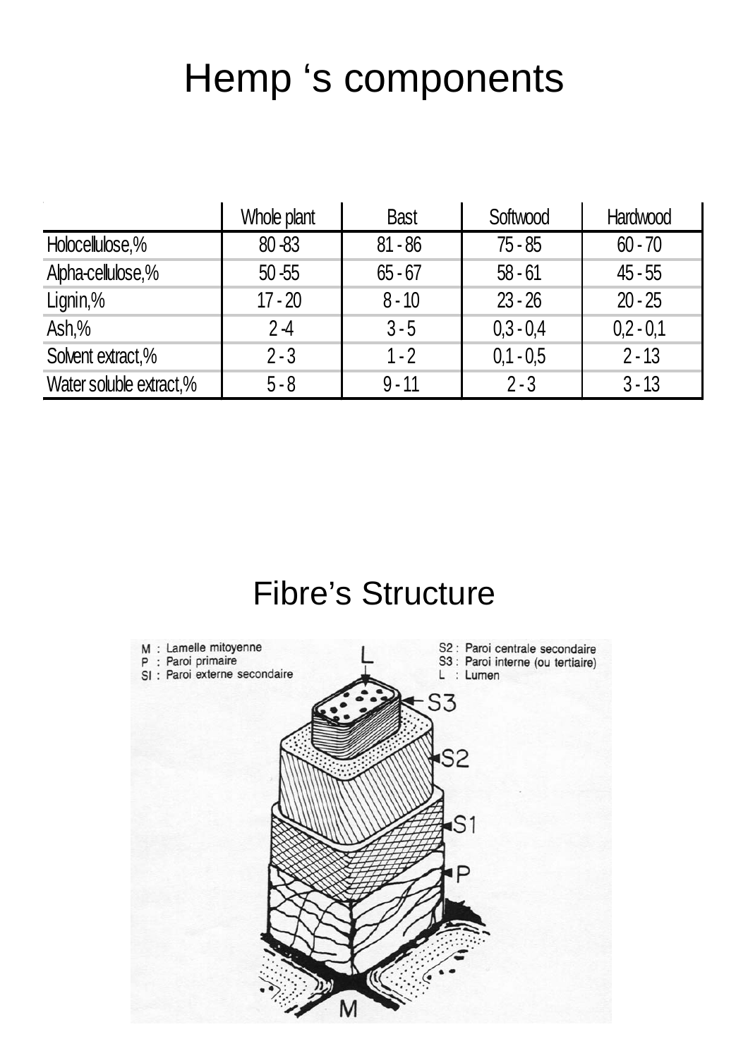# Hemp 's components

| | Whole plant | Bast | Softwood | Hardwood |
|---|---|---|---|---|
| Holocellulose,% | 80 -83 | 81 - 86 | 75 - 85 | 60 - 70 |
| Alpha-cellulose,% | 50 -55 | 65 - 67 | 58 - 61 | 45 - 55 |
| Lignin,% | 17 - 20 | 8 - 10 | 23 - 26 | 20 - 25 |
| Ash,% | 2 -4 | 3 - 5 | 0,3 - 0,4 | 0,2 - 0,1 |
| Solvent extract,% | 2 - 3 | 1 - 2 | 0,1 - 0,5 | 2 - 13 |
| Water soluble extract,% | 5 - 8 | 9 - 11 | 2 - 3 | 3 - 13 |

# Fibre's Structure

M : Lamelle mitoyenne
P : Paroi primaire
SI : Paroi externe secondaire
S2 : Paroi centrale secondaire
S3 : Paroi interne (ou tertiaire)
L : Lumen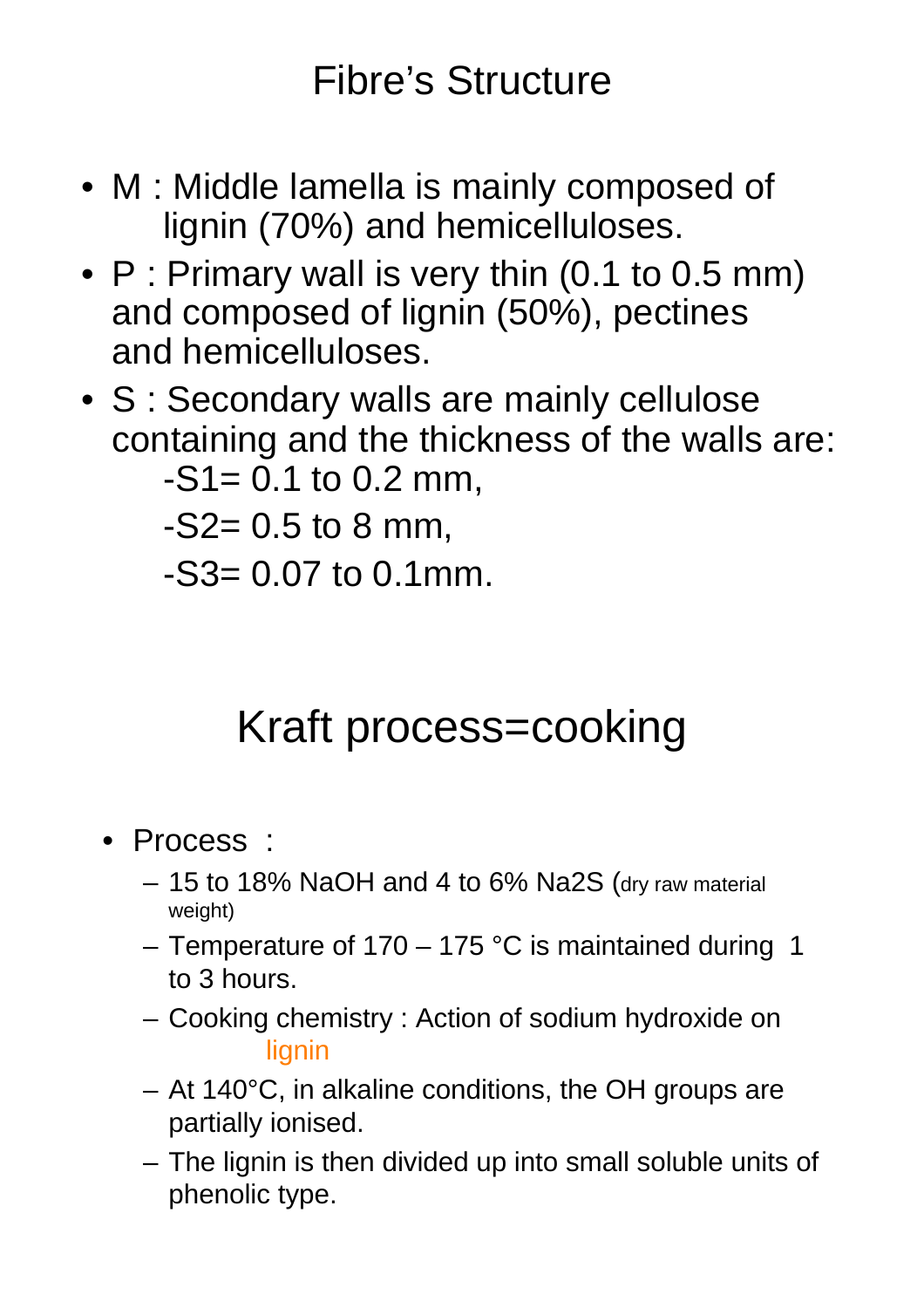# Fibre's Structure

- M : Middle lamella is mainly composed of lignin (70%) and hemicelluloses.
- P : Primary wall is very thin (0.1 to 0.5 mm) and composed of lignin (50%), pectines and hemicelluloses.
- S : Secondary walls are mainly cellulose containing and the thickness of the walls are:
  - -S1= 0.1 to 0.2 mm,
  - -S2= 0.5 to 8 mm,
  - -S3= 0.07 to 0.1mm.

# Kraft process=cooking

- Process :
  - 15 to 18% NaOH and 4 to 6% $Na_2S$ (dry raw material weight)
  - Temperature of 170 – 175 °C is maintained during 1 to 3 hours.
  - Cooking chemistry : Action of sodium hydroxide on lignin
  - At 140°C, in alkaline conditions, the OH groups are partially ionised.
  - The lignin is then divided up into small soluble units of phenolic type.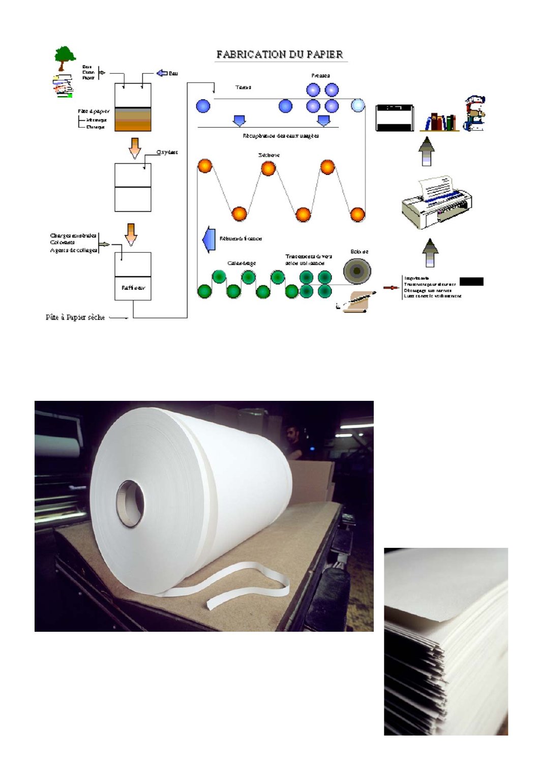# FABRICATION DU PAPIER

Bois
Coton
Papier

Eau

Pâte à papier
- Mélange
- Chauffage

Oxydant

Charges minérales
Colorants
Agents de collages

Raffineur

Pâte à Papier sèche

Toiles

Presses

Récupération des eaux usagées

Sècherie

Calandrage

Traitements divers selon utilisation

Bobine

Imprimerie
Transformation pour stocker
Découpage aux normes
Lutte contre le vieillissement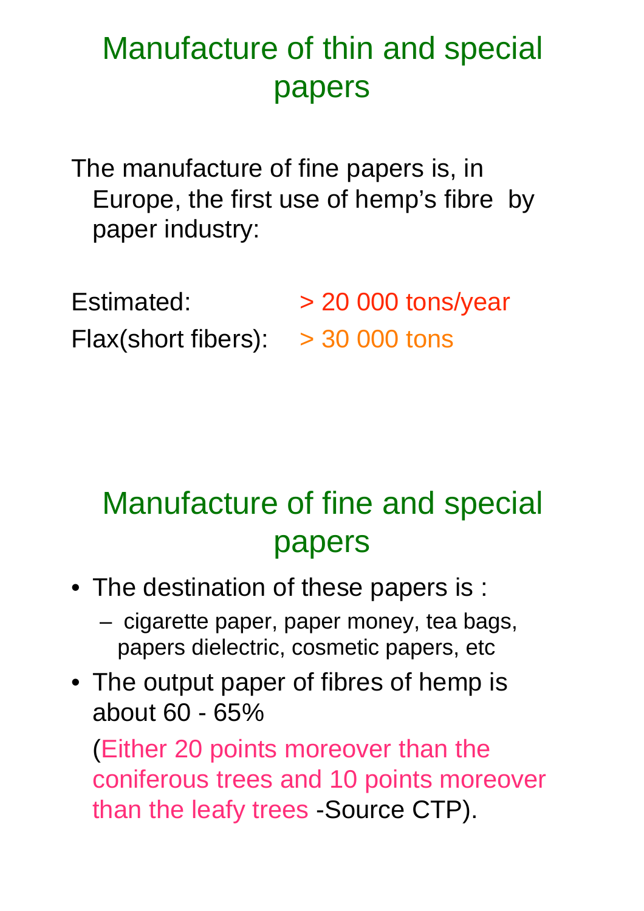## Manufacture of thin and special papers

The manufacture of fine papers is, in Europe, the first use of hemp's fibre by paper industry:

Estimated: > 20 000 tons/year

Flax(short fibers): > 30 000 tons

## Manufacture of fine and special papers

- The destination of these papers is :
  - cigarette paper, paper money, tea bags, papers dielectric, cosmetic papers, etc
- The output paper of fibres of hemp is about 60 - 65%

  (Either 20 points moreover than the coniferous trees and 10 points moreover than the leafy trees -Source CTP).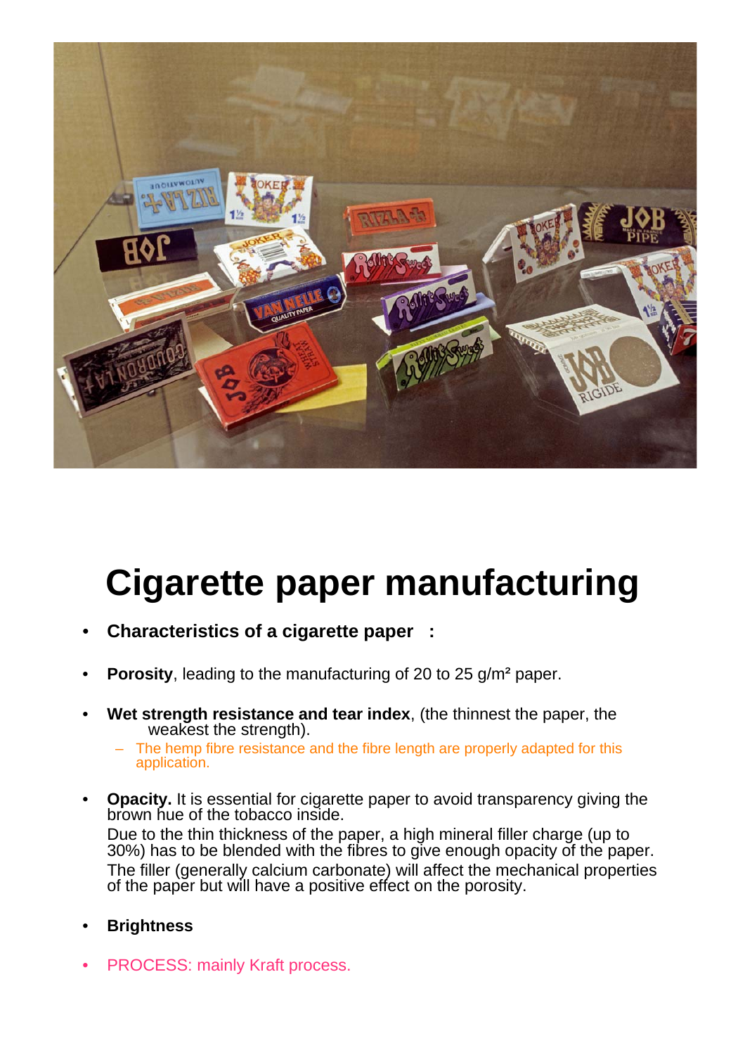# Cigarette paper manufacturing

- **Characteristics of a cigarette paper :**

- **Porosity**, leading to the manufacturing of 20 to 25 g/m² paper.

- **Wet strength resistance and tear index**, (the thinnest the paper, the weakest the strength).
  - The hemp fibre resistance and the fibre length are properly adapted for this application.

- **Opacity.** It is essential for cigarette paper to avoid transparency giving the brown hue of the tobacco inside.

  Due to the thin thickness of the paper, a high mineral filler charge (up to 30%) has to be blended with the fibres to give enough opacity of the paper.

  The filler (generally calcium carbonate) will affect the mechanical properties of the paper but will have a positive effect on the porosity.

- **Brightness**

- PROCESS: mainly Kraft process.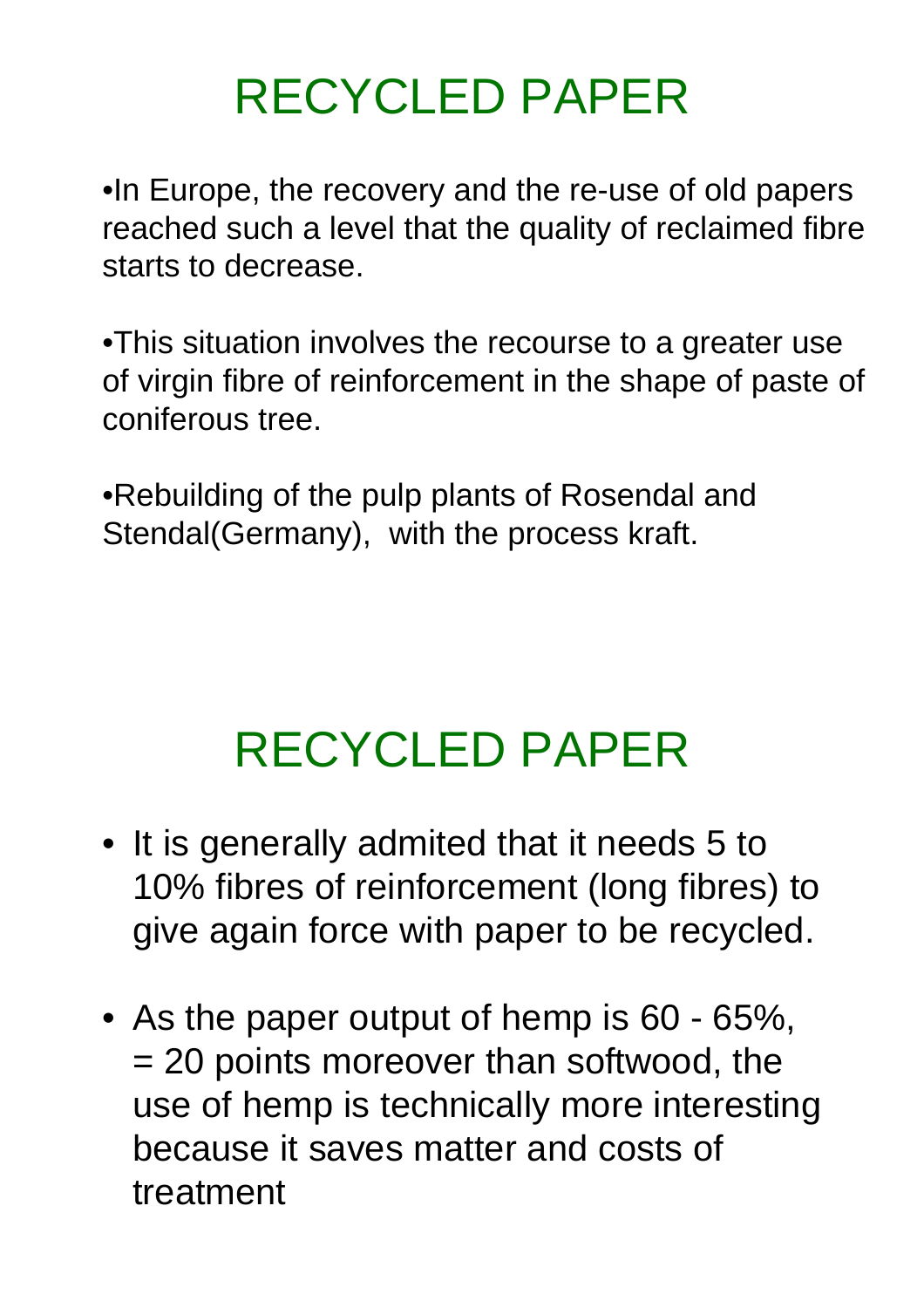# RECYCLED PAPER

- In Europe, the recovery and the re-use of old papers reached such a level that the quality of reclaimed fibre starts to decrease.
- This situation involves the recourse to a greater use of virgin fibre of reinforcement in the shape of paste of coniferous tree.
- Rebuilding of the pulp plants of Rosendal and Stendal(Germany), with the process kraft.

# RECYCLED PAPER

- It is generally admited that it needs 5 to 10% fibres of reinforcement (long fibres) to give again force with paper to be recycled.
- As the paper output of hemp is 60 - 65%, = 20 points moreover than softwood, the use of hemp is technically more interesting because it saves matter and costs of treatment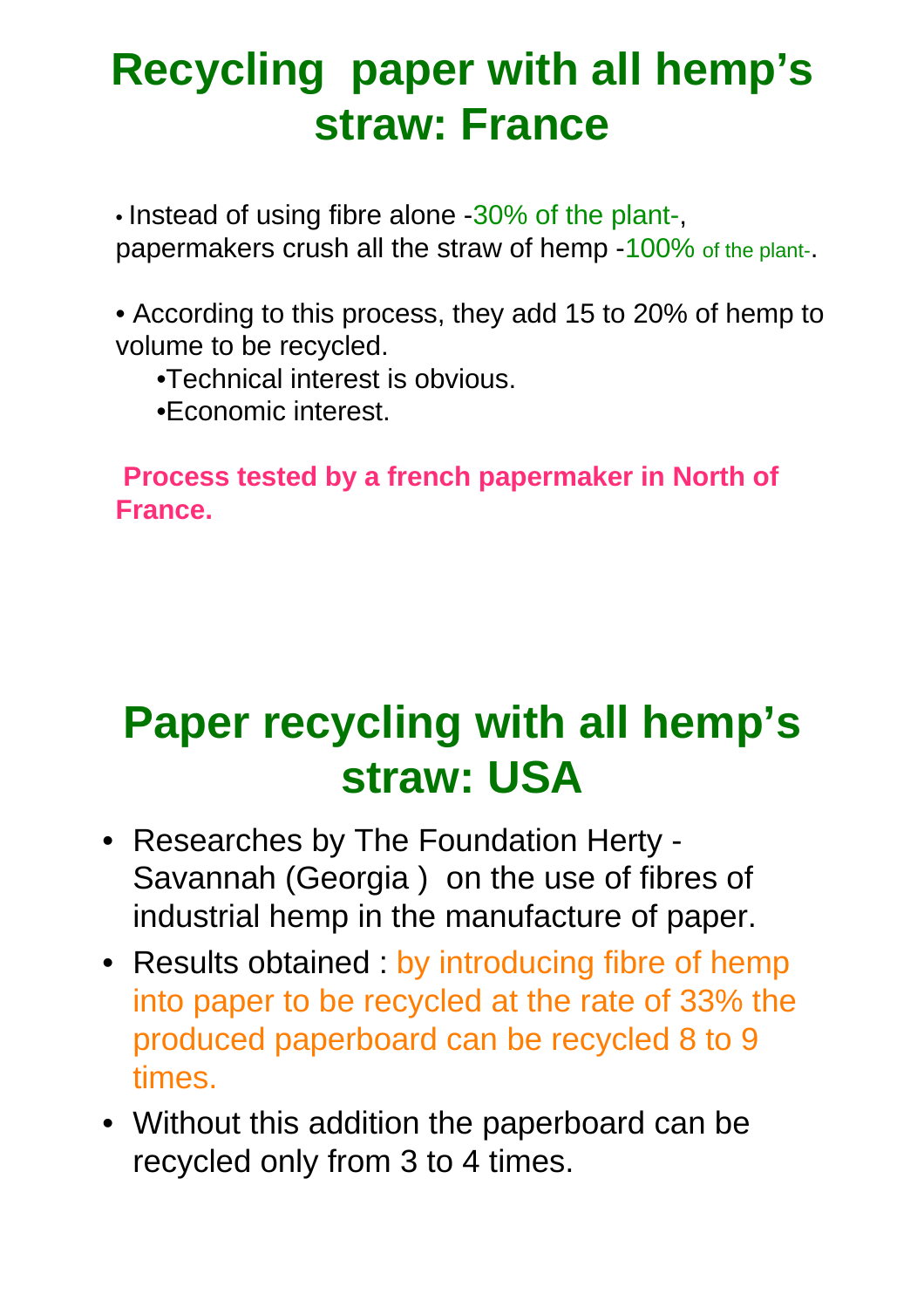# Recycling paper with all hemp's straw: France

- Instead of using fibre alone -30% of the plant-, papermakers crush all the straw of hemp -100% of the plant-.
- According to this process, they add 15 to 20% of hemp to volume to be recycled.
  - Technical interest is obvious.
  - Economic interest.

**Process tested by a french papermaker in North of France.**

# Paper recycling with all hemp's straw: USA

- Researches by The Foundation Herty - Savannah (Georgia ) on the use of fibres of industrial hemp in the manufacture of paper.
- Results obtained : by introducing fibre of hemp into paper to be recycled at the rate of 33% the produced paperboard can be recycled 8 to 9 times.
- Without this addition the paperboard can be recycled only from 3 to 4 times.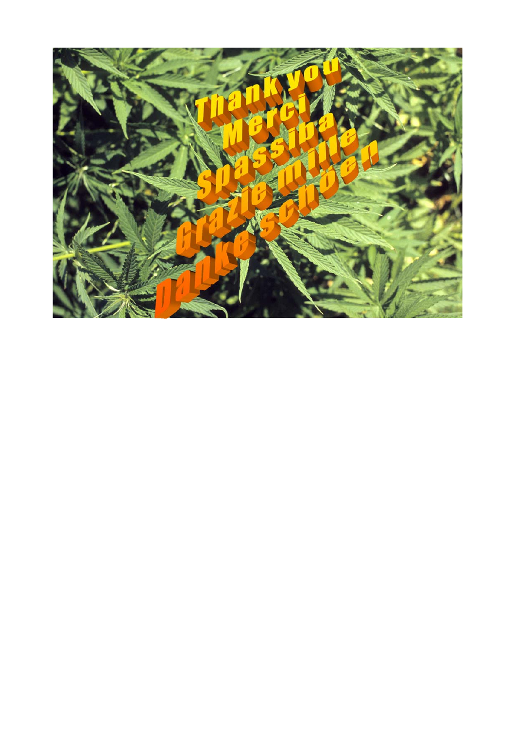Thank you
Merci
Spassiba
Grazie mille
Danke schöen